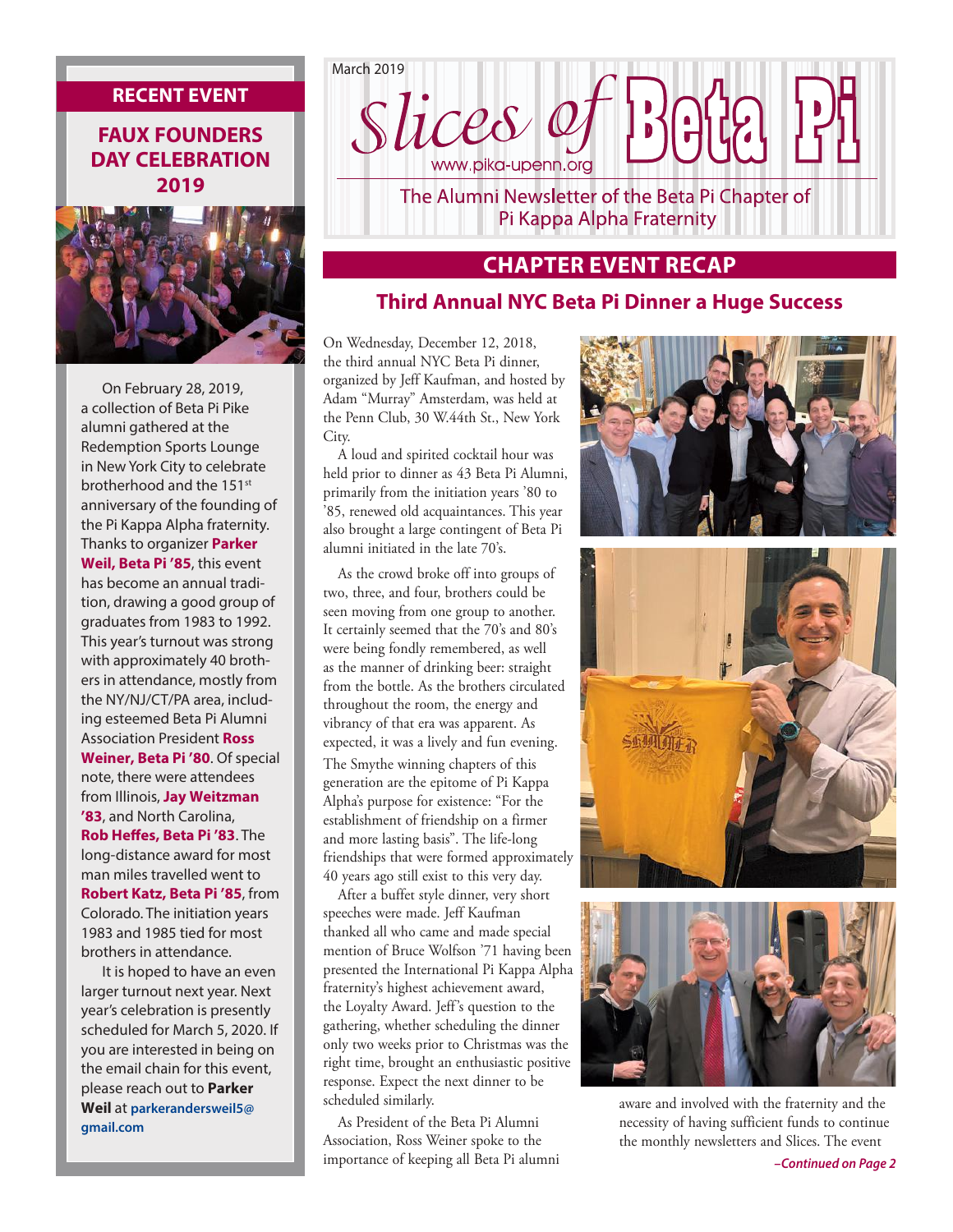March 2019

# Slices of Beta Pi

www.pika-upenn.org

The Alumni Newsletter of the Beta Pi Chapter of Pi Kappa Alpha Fraternity

## CHAPTER EVENT RECAP

### Third Annual NYC Beta Pi Dinner a Huge Success

On Wednesday, December 12, 2018, the third annual NYC Beta Pi dinner, organized by Jeff Kaufman, and hosted by Adam "Murray" Amsterdam, was held at the Penn Club, 30 W.44th St., New York City.

A loud and spirited cocktail hour was held prior to dinner as 43 Beta Pi Alumni, primarily from the initiation years '80 to '85, renewed old acquaintances. This year also brought a large contingent of Beta Pi alumni initiated in the late 70's.

As the crowd broke off into groups of two, three, and four, brothers could be seen moving from one group to another. It certainly seemed that the 70's and 80's were being fondly remembered, as well as the manner of drinking beer: straight from the bottle. As the brothers circulated throughout the room, the energy and vibrancy of that era was apparent. As expected, it was a lively and fun evening.

The Smythe winning chapters of this generation are the epitome of Pi Kappa Alpha's purpose for existence: "For the establishment of friendship on a firmer and more lasting basis". The life-long friendships that were formed approximately 40 years ago still exist to this very day.

After a buffet style dinner, very short speeches were made. Jeff Kaufman thanked all who came and made special mention of Bruce Wolfson '71 having been presented the International Pi Kappa Alpha fraternity's highest achievement award, the Loyalty Award. Jeff's question to the gathering, whether scheduling the dinner only two weeks prior to Christmas was the right time, brought an enthusiastic positive response. Expect the next dinner to be scheduled similarly.

As President of the Beta Pi Alumni Association, Ross Weiner spoke to the importance of keeping all Beta Pi alumni aware and involved with the fraternity and the necessity of having sufficient funds to continue the monthly newsletters and Slices. The event

*–Continued on Page 2*

---

## RECENT EVENT

### FAUX FOUNDERS DAY CELEBRATION 2019

On February 28, 2019, a collection of Beta Pi Pike alumni gathered at the Redemption Sports Lounge in New York City to celebrate brotherhood and the 151st anniversary of the founding of the Pi Kappa Alpha fraternity. Thanks to organizer **Parker Weil, Beta Pi '85**, this event has become an annual tradition, drawing a good group of graduates from 1983 to 1992. This year's turnout was strong with approximately 40 brothers in attendance, mostly from the NY/NJ/CT/PA area, including esteemed Beta Pi Alumni Association President **Ross Weiner, Beta Pi '80**. Of special note, there were attendees from Illinois, **Jay Weitzman '83**, and North Carolina, **Rob Heffes, Beta Pi '83**. The long-distance award for most man miles travelled went to **Robert Katz, Beta Pi '85**, from Colorado. The initiation years 1983 and 1985 tied for most brothers in attendance.

It is hoped to have an even larger turnout next year. Next year's celebration is presently scheduled for March 5, 2020. If you are interested in being on the email chain for this event, please reach out to **Parker Weil** at **parkeranderswei­l5@gmail.com**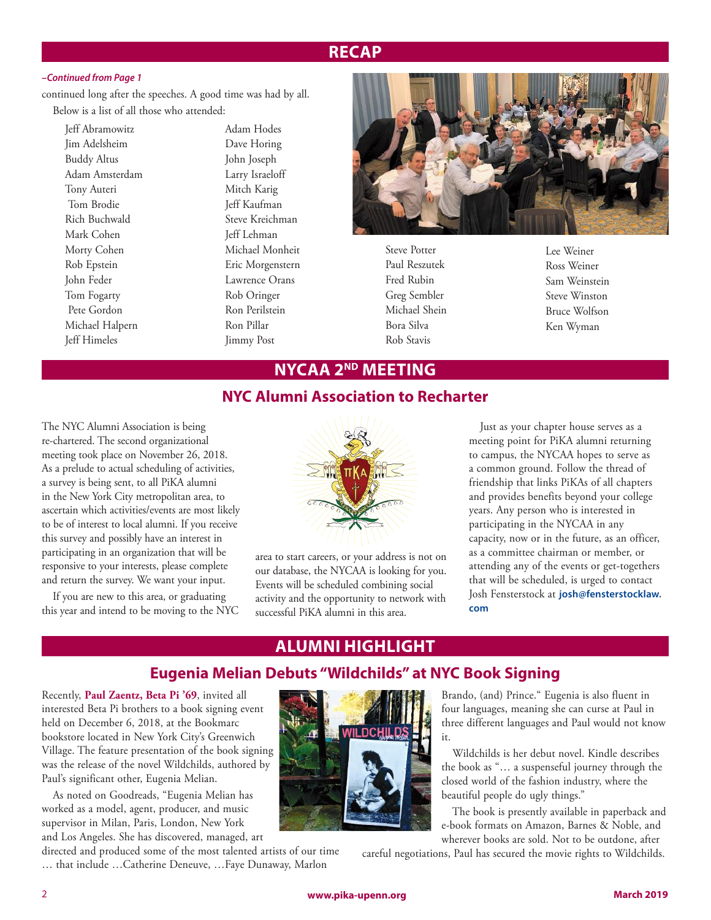## RECAP

*–Continued from Page 1*

continued long after the speeches. A good time was had by all.

Below is a list of all those who attended:

- Jeff Abramowitz
- Jim Adelsheim
- Buddy Altus
- Adam Amsterdam
- Tony Auteri
- Tom Brodie
- Rich Buchwald
- Mark Cohen
- Morty Cohen
- Rob Epstein
- John Feder
- Tom Fogarty
- Pete Gordon
- Michael Halpern
- Jeff Himeles
- Adam Hodes
- Dave Horing
- John Joseph
- Larry Israeloff
- Mitch Karig
- Jeff Kaufman
- Steve Kreichman
- Jeff Lehman
- Michael Monheit
- Eric Morgenstern
- Lawrence Orans
- Rob Oringer
- Ron Perilstein
- Ron Pillar
- Jimmy Post
- Steve Potter
- Paul Reszutek
- Fred Rubin
- Greg Sembler
- Michael Shein
- Bora Silva
- Rob Stavis
- Lee Weiner
- Ross Weiner
- Sam Weinstein
- Steve Winston
- Bruce Wolfson
- Ken Wyman

## NYCAA 2ND MEETING

### NYC Alumni Association to Recharter

The NYC Alumni Association is being re-chartered. The second organizational meeting took place on November 26, 2018. As a prelude to actual scheduling of activities, a survey is being sent, to all PiKA alumni in the New York City metropolitan area, to ascertain which activities/events are most likely to be of interest to local alumni. If you receive this survey and possibly have an interest in participating in an organization that will be responsive to your interests, please complete and return the survey. We want your input.

If you are new to this area, or graduating this year and intend to be moving to the NYC area to start careers, or your address is not on our database, the NYCAA is looking for you. Events will be scheduled combining social activity and the opportunity to network with successful PiKA alumni in this area.

Just as your chapter house serves as a meeting point for PiKA alumni returning to campus, the NYCAA hopes to serve as a common ground. Follow the thread of friendship that links PiKAs of all chapters and provides benefits beyond your college years. Any person who is interested in participating in the NYCAA in any capacity, now or in the future, as an officer, as a committee chairman or member, or attending any of the events or get-togethers that will be scheduled, is urged to contact Josh Fensterstock at **josh@fensterstocklaw.com**

## ALUMNI HIGHLIGHT

### Eugenia Melian Debuts "Wildchilds" at NYC Book Signing

Recently, **Paul Zaentz, Beta Pi '69**, invited all interested Beta Pi brothers to a book signing event held on December 6, 2018, at the Bookmarc bookstore located in New York City's Greenwich Village. The feature presentation of the book signing was the release of the novel Wildchilds, authored by Paul's significant other, Eugenia Melian.

As noted on Goodreads, "Eugenia Melian has worked as a model, agent, producer, and music supervisor in Milan, Paris, London, New York and Los Angeles. She has discovered, managed, art directed and produced some of the most talented artists of our time … that include …Catherine Deneuve, …Faye Dunaway, Marlon Brando, (and) Prince." Eugenia is also fluent in four languages, meaning she can curse at Paul in three different languages and Paul would not know it.

Wildchilds is her debut novel. Kindle describes the book as "… a suspenseful journey through the closed world of the fashion industry, where the beautiful people do ugly things."

The book is presently available in paperback and e-book formats on Amazon, Barnes & Noble, and wherever books are sold. Not to be outdone, after careful negotiations, Paul has secured the movie rights to Wildchilds.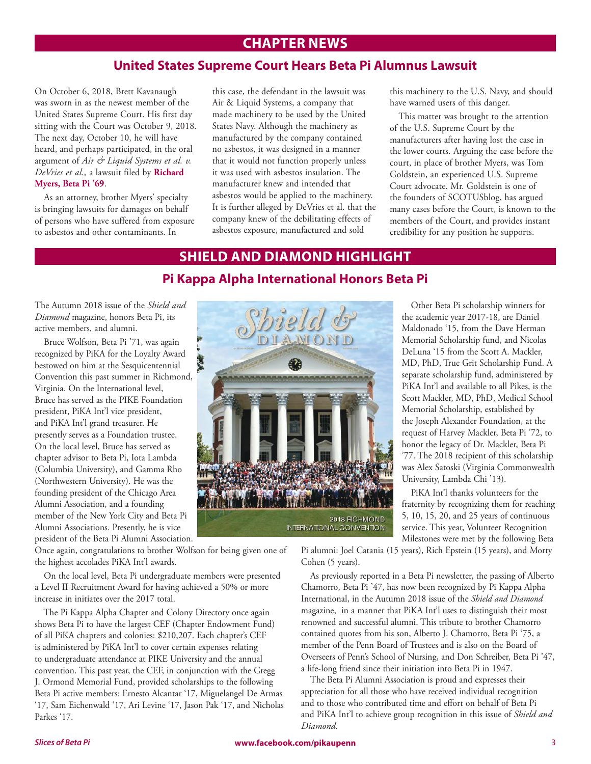# CHAPTER NEWS

## United States Supreme Court Hears Beta Pi Alumnus Lawsuit

On October 6, 2018, Brett Kavanaugh was sworn in as the newest member of the United States Supreme Court. His first day sitting with the Court was October 9, 2018. The next day, October 10, he will have heard, and perhaps participated, in the oral argument of *Air & Liquid Systems et al. v. DeVries et al.,* a lawsuit filed by **Richard Myers, Beta Pi '69**.

As an attorney, brother Myers' specialty is bringing lawsuits for damages on behalf of persons who have suffered from exposure to asbestos and other contaminants. In this case, the defendant in the lawsuit was Air & Liquid Systems, a company that made machinery to be used by the United States Navy. Although the machinery as manufactured by the company contained no asbestos, it was designed in a manner that it would not function properly unless it was used with asbestos insulation. The manufacturer knew and intended that asbestos would be applied to the machinery. It is further alleged by DeVries et al. that the company knew of the debilitating effects of asbestos exposure, manufactured and sold this machinery to the U.S. Navy, and should have warned users of this danger.

This matter was brought to the attention of the U.S. Supreme Court by the manufacturers after having lost the case in the lower courts. Arguing the case before the court, in place of brother Myers, was Tom Goldstein, an experienced U.S. Supreme Court advocate. Mr. Goldstein is one of the founders of SCOTUSblog, has argued many cases before the Court, is known to the members of the Court, and provides instant credibility for any position he supports.

# SHIELD AND DIAMOND HIGHLIGHT

## Pi Kappa Alpha International Honors Beta Pi

The Autumn 2018 issue of the *Shield and Diamond* magazine, honors Beta Pi, its active members, and alumni.

Bruce Wolfson, Beta Pi '71, was again recognized by PiKA for the Loyalty Award bestowed on him at the Sesquicentennial Convention this past summer in Richmond, Virginia. On the International level, Bruce has served as the PIKE Foundation president, PiKA Int'l vice president, and PiKA Int'l grand treasurer. He presently serves as a Foundation trustee. On the local level, Bruce has served as chapter advisor to Beta Pi, Iota Lambda (Columbia University), and Gamma Rho (Northwestern University). He was the founding president of the Chicago Area Alumni Association, and a founding member of the New York City and Beta Pi Alumni Associations. Presently, he is vice president of the Beta Pi Alumni Association. Once again, congratulations to brother Wolfson for being given one of the highest accolades PiKA Int'l awards.

On the local level, Beta Pi undergraduate members were presented a Level II Recruitment Award for having achieved a 50% or more increase in initiates over the 2017 total.

The Pi Kappa Alpha Chapter and Colony Directory once again shows Beta Pi to have the largest CEF (Chapter Endowment Fund) of all PiKA chapters and colonies: $210,207. Each chapter's CEF is administered by PiKA Int'l to cover certain expenses relating to undergraduate attendance at PIKE University and the annual convention. This past year, the CEF, in conjunction with the Gregg J. Ormond Memorial Fund, provided scholarships to the following Beta Pi active members: Ernesto Alcantar '17, Miguelangel De Armas '17, Sam Eichenwald '17, Ari Levine '17, Jason Pak '17, and Nicholas Parkes '17.

2018 RICHMOND INTERNATIONAL CONVENTION

Other Beta Pi scholarship winners for the academic year 2017-18, are Daniel Maldonado '15, from the Dave Herman Memorial Scholarship fund, and Nicolas DeLuna '15 from the Scott A. Mackler, MD, PhD, True Grit Scholarship Fund. A separate scholarship fund, administered by PiKA Int'l and available to all Pikes, is the Scott Mackler, MD, PhD, Medical School Memorial Scholarship, established by the Joseph Alexander Foundation, at the request of Harvey Mackler, Beta Pi '72, to honor the legacy of Dr. Mackler, Beta Pi '77. The 2018 recipient of this scholarship was Alex Satoski (Virginia Commonwealth University, Lambda Chi '13).

PiKA Int'l thanks volunteers for the fraternity by recognizing them for reaching 5, 10, 15, 20, and 25 years of continuous service. This year, Volunteer Recognition Milestones were met by the following Beta Pi alumni: Joel Catania (15 years), Rich Epstein (15 years), and Morty Cohen (5 years).

As previously reported in a Beta Pi newsletter, the passing of Alberto Chamorro, Beta Pi '47, has now been recognized by Pi Kappa Alpha International, in the Autumn 2018 issue of the *Shield and Diamond* magazine, in a manner that PiKA Int'l uses to distinguish their most renowned and successful alumni. This tribute to brother Chamorro contained quotes from his son, Alberto J. Chamorro, Beta Pi '75, a member of the Penn Board of Trustees and is also on the Board of Overseers of Penn's School of Nursing, and Don Schreiber, Beta Pi '47, a life-long friend since their initiation into Beta Pi in 1947.

The Beta Pi Alumni Association is proud and expresses their appreciation for all those who have received individual recognition and to those who contributed time and effort on behalf of Beta Pi and PiKA Int'l to achieve group recognition in this issue of *Shield and Diamond*.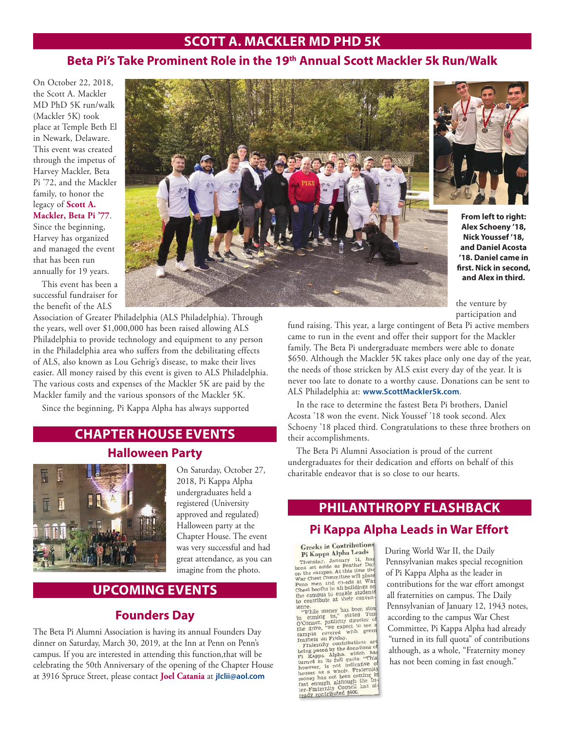## SCOTT A. MACKLER MD PHD 5K

### Beta Pi's Take Prominent Role in the 19th Annual Scott Mackler 5k Run/Walk

On October 22, 2018, the Scott A. Mackler MD PhD 5K run/walk (Mackler 5K) took place at Temple Beth El in Newark, Delaware. This event was created through the impetus of Harvey Mackler, Beta Pi '72, and the Mackler family, to honor the legacy of **Scott A. Mackler, Beta Pi '77**. Since the beginning, Harvey has organized and managed the event that has been run annually for 19 years.

This event has been a successful fundraiser for the benefit of the ALS Association of Greater Philadelphia (ALS Philadelphia). Through the years, well over $1,000,000 has been raised allowing ALS Philadelphia to provide technology and equipment to any person in the Philadelphia area who suffers from the debilitating effects of ALS, also known as Lou Gehrig's disease, to make their lives easier. All money raised by this event is given to ALS Philadelphia. The various costs and expenses of the Mackler 5K are paid by the Mackler family and the various sponsors of the Mackler 5K.

Since the beginning, Pi Kappa Alpha has always supported the venture by participation and fund raising. This year, a large contingent of Beta Pi active members came to run in the event and offer their support for the Mackler family. The Beta Pi undergraduate members were able to donate $650. Although the Mackler 5K takes place only one day of the year, the needs of those stricken by ALS exist every day of the year. It is never too late to donate to a worthy cause. Donations can be sent to ALS Philadelphia at: **www.ScottMackler5k.com**.

**From left to right: Alex Schoeny '18, Nick Youssef '18, and Daniel Acosta '18. Daniel came in first. Nick in second, and Alex in third.**

In the race to determine the fastest Beta Pi brothers, Daniel Acosta '18 won the event. Nick Youssef '18 took second. Alex Schoeny '18 placed third. Congratulations to these three brothers on their accomplishments.

The Beta Pi Alumni Association is proud of the current undergraduates for their dedication and efforts on behalf of this charitable endeavor that is so close to our hearts.

## CHAPTER HOUSE EVENTS

### Halloween Party

On Saturday, October 27, 2018, Pi Kappa Alpha undergraduates held a registered (University approved and regulated) Halloween party at the Chapter House. The event was very successful and had great attendance, as you can imagine from the photo.

## UPCOMING EVENTS

### Founders Day

The Beta Pi Alumni Association is having its annual Founders Day dinner on Saturday, March 30, 2019, at the Inn at Penn on Penn's campus. If you are interested in attending this function,that will be celebrating the 50th Anniversary of the opening of the Chapter House at 3916 Spruce Street, please contact **Joel Catania** at **jlclii@aol.com**

## PHILANTHROPY FLASHBACK

### Pi Kappa Alpha Leads in War Effort

During World War II, the Daily Pennsylvanian makes special recognition of Pi Kappa Alpha as the leader in contributions for the war effort amongst all fraternities on campus. The Daily Pennsylvanian of January 12, 1943 notes, according to the campus War Chest Committee, Pi Kappa Alpha had already "turned in its full quota" of contributions although, as a whole, "Fraternity money has not been coming in fast enough."